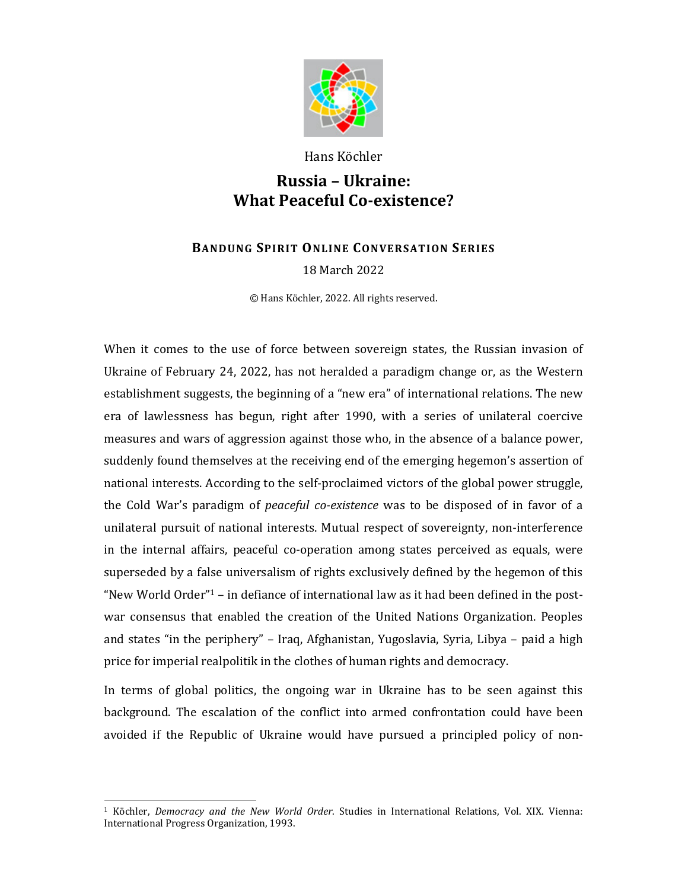Hans Köchler

# Russia – Ukraine: What Peaceful Co-existence?

**BANDUNG SPIRIT ONLINE CONVERSATION SERIES**

18 March 2022

© Hans Köchler, 2022. All rights reserved.

When it comes to the use of force between sovereign states, the Russian invasion of Ukraine of February 24, 2022, has not heralded a paradigm change or, as the Western establishment suggests, the beginning of a "new era" of international relations. The new era of lawlessness has begun, right after 1990, with a series of unilateral coercive measures and wars of aggression against those who, in the absence of a balance power, suddenly found themselves at the receiving end of the emerging hegemon's assertion of national interests. According to the self-proclaimed victors of the global power struggle, the Cold War's paradigm of *peaceful co-existence* was to be disposed of in favor of a unilateral pursuit of national interests. Mutual respect of sovereignty, non-interference in the internal affairs, peaceful co-operation among states perceived as equals, were superseded by a false universalism of rights exclusively defined by the hegemon of this "New World Order"[1] – in defiance of international law as it had been defined in the post-war consensus that enabled the creation of the United Nations Organization. Peoples and states "in the periphery" – Iraq, Afghanistan, Yugoslavia, Syria, Libya – paid a high price for imperial realpolitik in the clothes of human rights and democracy.

In terms of global politics, the ongoing war in Ukraine has to be seen against this background. The escalation of the conflict into armed confrontation could have been avoided if the Republic of Ukraine would have pursued a principled policy of non-

[1] Köchler, *Democracy and the New World Order*. Studies in International Relations, Vol. XIX. Vienna: International Progress Organization, 1993.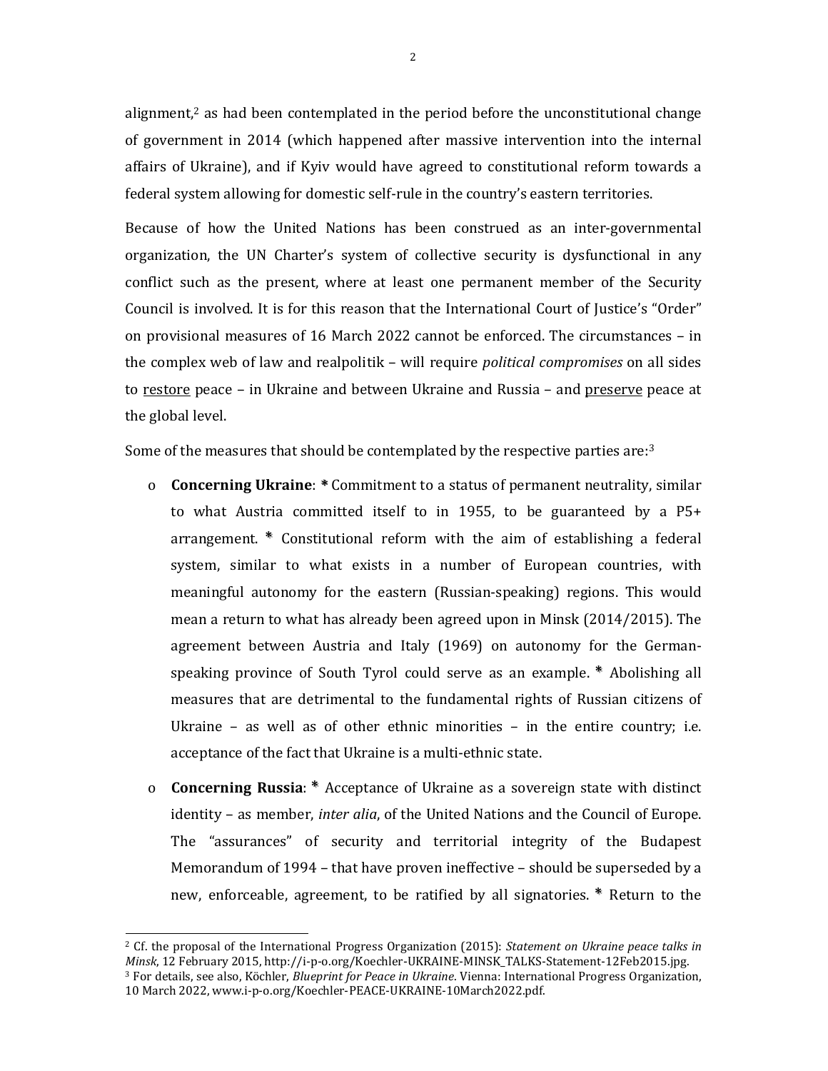alignment,[2] as had been contemplated in the period before the unconstitutional change of government in 2014 (which happened after massive intervention into the internal affairs of Ukraine), and if Kyiv would have agreed to constitutional reform towards a federal system allowing for domestic self-rule in the country's eastern territories.

Because of how the United Nations has been construed as an inter-governmental organization, the UN Charter's system of collective security is dysfunctional in any conflict such as the present, where at least one permanent member of the Security Council is involved. It is for this reason that the International Court of Justice's "Order" on provisional measures of 16 March 2022 cannot be enforced. The circumstances – in the complex web of law and realpolitik – will require *political compromises* on all sides to <u>restore</u> peace – in Ukraine and between Ukraine and Russia – and <u>preserve</u> peace at the global level.

Some of the measures that should be contemplated by the respective parties are:[3]

- **Concerning Ukraine**: **\*** Commitment to a status of permanent neutrality, similar to what Austria committed itself to in 1955, to be guaranteed by a P5+ arrangement. **\*** Constitutional reform with the aim of establishing a federal system, similar to what exists in a number of European countries, with meaningful autonomy for the eastern (Russian-speaking) regions. This would mean a return to what has already been agreed upon in Minsk (2014/2015). The agreement between Austria and Italy (1969) on autonomy for the German-speaking province of South Tyrol could serve as an example. **\*** Abolishing all measures that are detrimental to the fundamental rights of Russian citizens of Ukraine – as well as of other ethnic minorities – in the entire country; i.e. acceptance of the fact that Ukraine is a multi-ethnic state.
- **Concerning Russia**: **\*** Acceptance of Ukraine as a sovereign state with distinct identity – as member, *inter alia*, of the United Nations and the Council of Europe. The "assurances" of security and territorial integrity of the Budapest Memorandum of 1994 – that have proven ineffective – should be superseded by a new, enforceable, agreement, to be ratified by all signatories. **\*** Return to the

---

[2] Cf. the proposal of the International Progress Organization (2015): *Statement on Ukraine peace talks in Minsk*, 12 February 2015, http://i-p-o.org/Koechler-UKRAINE-MINSK_TALKS-Statement-12Feb2015.jpg.

[3] For details, see also, Köchler, *Blueprint for Peace in Ukraine*. Vienna: International Progress Organization, 10 March 2022, www.i-p-o.org/Koechler-PEACE-UKRAINE-10March2022.pdf.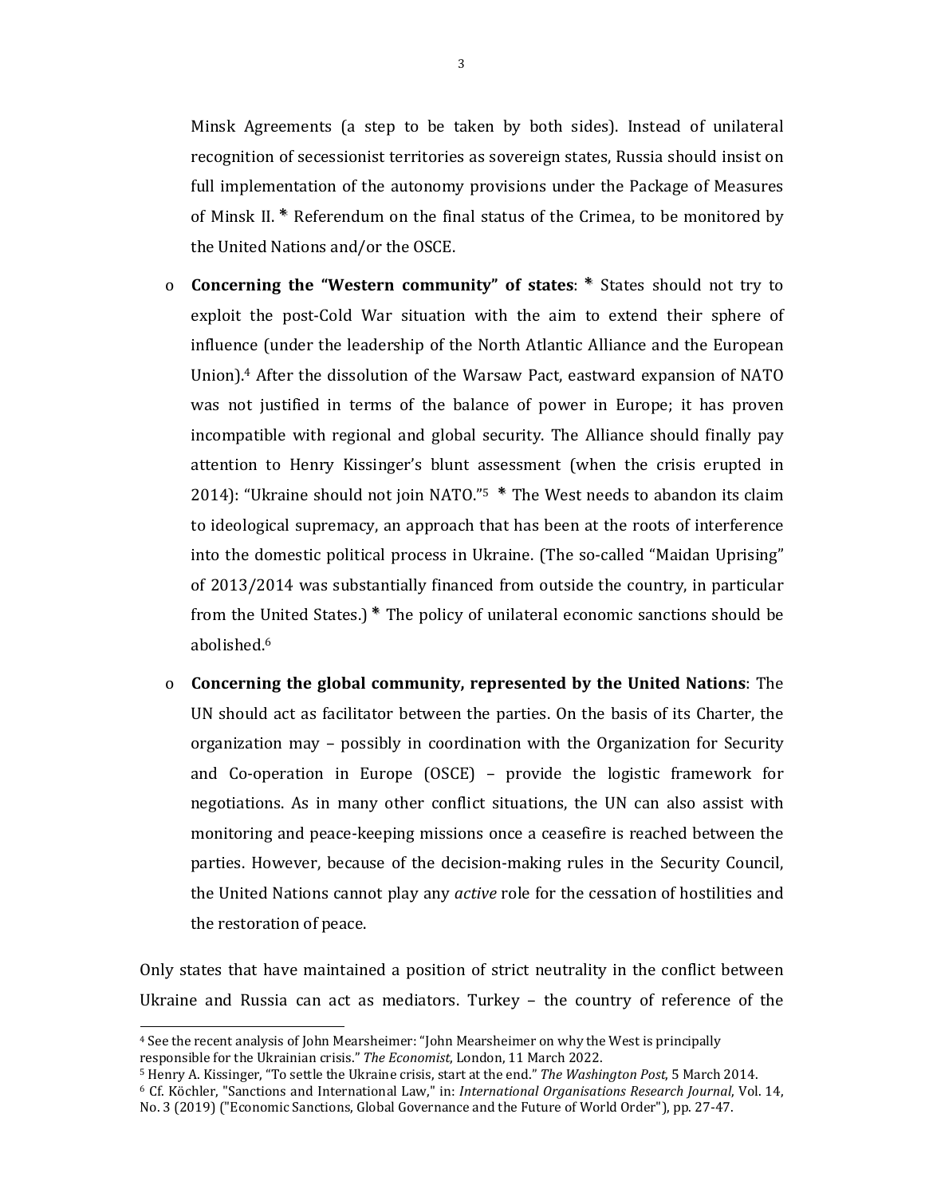Minsk Agreements (a step to be taken by both sides). Instead of unilateral recognition of secessionist territories as sovereign states, Russia should insist on full implementation of the autonomy provisions under the Package of Measures of Minsk II. **\*** Referendum on the final status of the Crimea, to be monitored by the United Nations and/or the OSCE.

- **Concerning the "Western community" of states**: **\*** States should not try to exploit the post-Cold War situation with the aim to extend their sphere of influence (under the leadership of the North Atlantic Alliance and the European Union).[4] After the dissolution of the Warsaw Pact, eastward expansion of NATO was not justified in terms of the balance of power in Europe; it has proven incompatible with regional and global security. The Alliance should finally pay attention to Henry Kissinger's blunt assessment (when the crisis erupted in 2014): "Ukraine should not join NATO."[5] **\*** The West needs to abandon its claim to ideological supremacy, an approach that has been at the roots of interference into the domestic political process in Ukraine. (The so-called "Maidan Uprising" of 2013/2014 was substantially financed from outside the country, in particular from the United States.) **\*** The policy of unilateral economic sanctions should be abolished.[6]

- **Concerning the global community, represented by the United Nations**: The UN should act as facilitator between the parties. On the basis of its Charter, the organization may – possibly in coordination with the Organization for Security and Co-operation in Europe (OSCE) – provide the logistic framework for negotiations. As in many other conflict situations, the UN can also assist with monitoring and peace-keeping missions once a ceasefire is reached between the parties. However, because of the decision-making rules in the Security Council, the United Nations cannot play any *active* role for the cessation of hostilities and the restoration of peace.

Only states that have maintained a position of strict neutrality in the conflict between Ukraine and Russia can act as mediators. Turkey – the country of reference of the

---

[4] See the recent analysis of John Mearsheimer: "John Mearsheimer on why the West is principally responsible for the Ukrainian crisis." *The Economist*, London, 11 March 2022.

[5] Henry A. Kissinger, "To settle the Ukraine crisis, start at the end." *The Washington Post*, 5 March 2014.

[6] Cf. Köchler, "Sanctions and International Law," in: *International Organisations Research Journal*, Vol. 14, No. 3 (2019) ("Economic Sanctions, Global Governance and the Future of World Order"), pp. 27-47.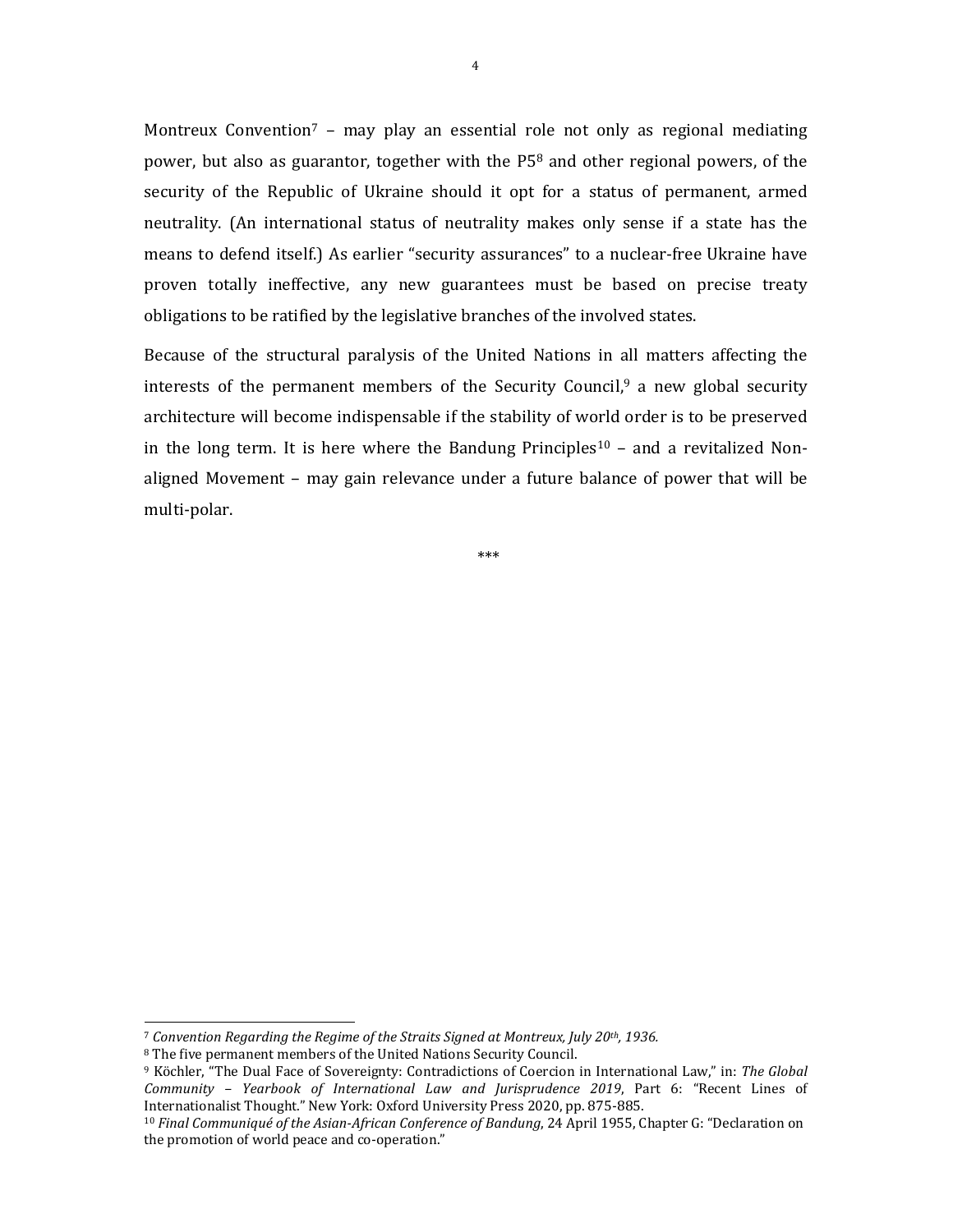Montreux Convention[7] – may play an essential role not only as regional mediating power, but also as guarantor, together with the P5[8] and other regional powers, of the security of the Republic of Ukraine should it opt for a status of permanent, armed neutrality. (An international status of neutrality makes only sense if a state has the means to defend itself.) As earlier "security assurances" to a nuclear-free Ukraine have proven totally ineffective, any new guarantees must be based on precise treaty obligations to be ratified by the legislative branches of the involved states.

Because of the structural paralysis of the United Nations in all matters affecting the interests of the permanent members of the Security Council,[9] a new global security architecture will become indispensable if the stability of world order is to be preserved in the long term. It is here where the Bandung Principles[10] – and a revitalized Non-aligned Movement – may gain relevance under a future balance of power that will be multi-polar.

***

[7] *Convention Regarding the Regime of the Straits Signed at Montreux, July 20th, 1936.*

[8] The five permanent members of the United Nations Security Council.

[9] Köchler, "The Dual Face of Sovereignty: Contradictions of Coercion in International Law," in: *The Global Community – Yearbook of International Law and Jurisprudence 2019*, Part 6: "Recent Lines of Internationalist Thought." New York: Oxford University Press 2020, pp. 875-885.

[10] *Final Communiqué of the Asian-African Conference of Bandung*, 24 April 1955, Chapter G: "Declaration on the promotion of world peace and co-operation."